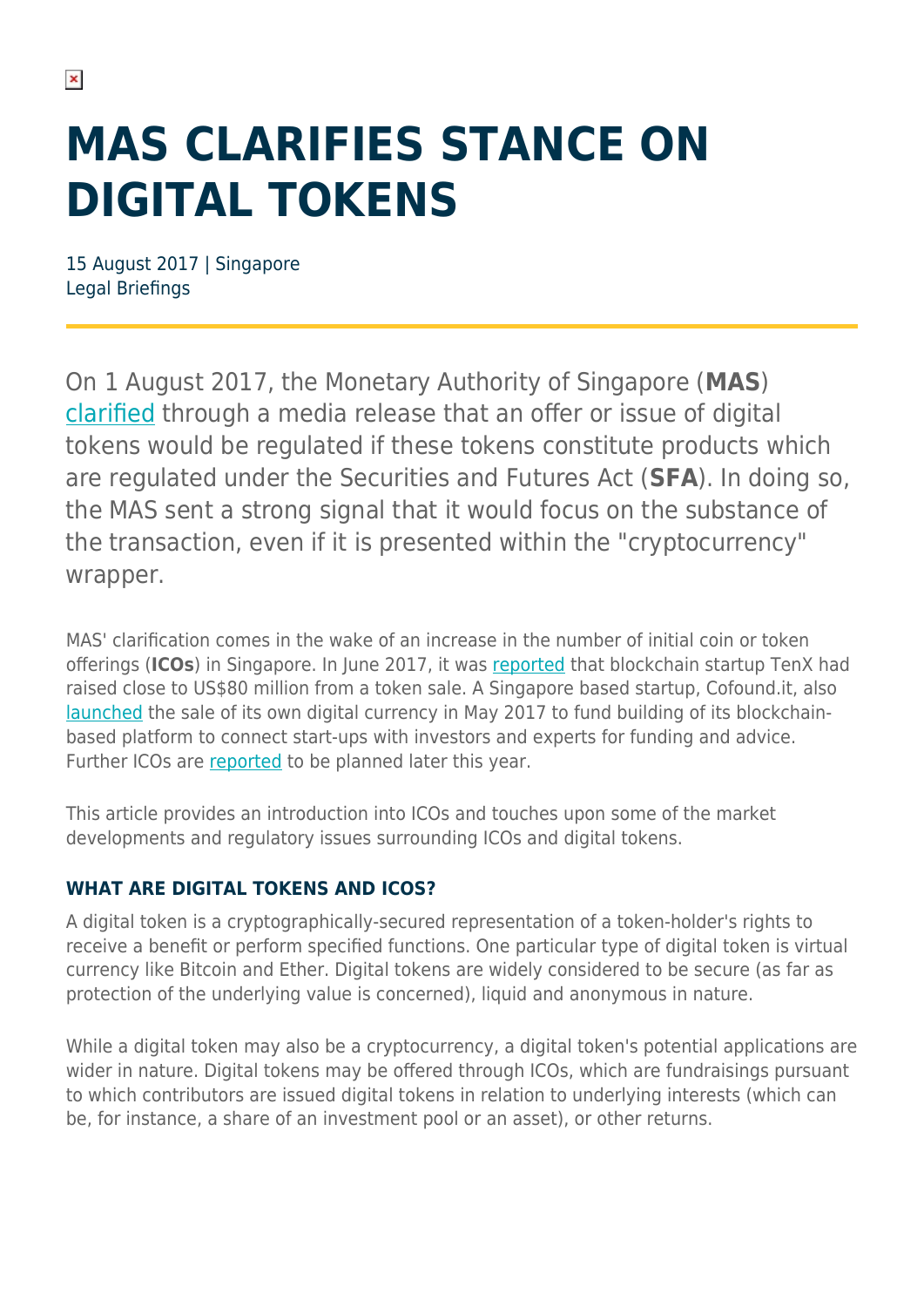# MAS CLARIFIES STANCE ON DIGITAL TOKENS

15 August 2017 | Singapore
Legal Briefings

On 1 August 2017, the Monetary Authority of Singapore (**MAS**) clarified through a media release that an offer or issue of digital tokens would be regulated if these tokens constitute products which are regulated under the Securities and Futures Act (**SFA**). In doing so, the MAS sent a strong signal that it would focus on the substance of the transaction, even if it is presented within the "cryptocurrency" wrapper.

MAS' clarification comes in the wake of an increase in the number of initial coin or token offerings (**ICOs**) in Singapore. In June 2017, it was reported that blockchain startup TenX had raised close to US$80 million from a token sale. A Singapore based startup, Cofound.it, also launched the sale of its own digital currency in May 2017 to fund building of its blockchain-based platform to connect start-ups with investors and experts for funding and advice. Further ICOs are reported to be planned later this year.

This article provides an introduction into ICOs and touches upon some of the market developments and regulatory issues surrounding ICOs and digital tokens.

### WHAT ARE DIGITAL TOKENS AND ICOS?

A digital token is a cryptographically-secured representation of a token-holder's rights to receive a benefit or perform specified functions. One particular type of digital token is virtual currency like Bitcoin and Ether. Digital tokens are widely considered to be secure (as far as protection of the underlying value is concerned), liquid and anonymous in nature.

While a digital token may also be a cryptocurrency, a digital token's potential applications are wider in nature. Digital tokens may be offered through ICOs, which are fundraisings pursuant to which contributors are issued digital tokens in relation to underlying interests (which can be, for instance, a share of an investment pool or an asset), or other returns.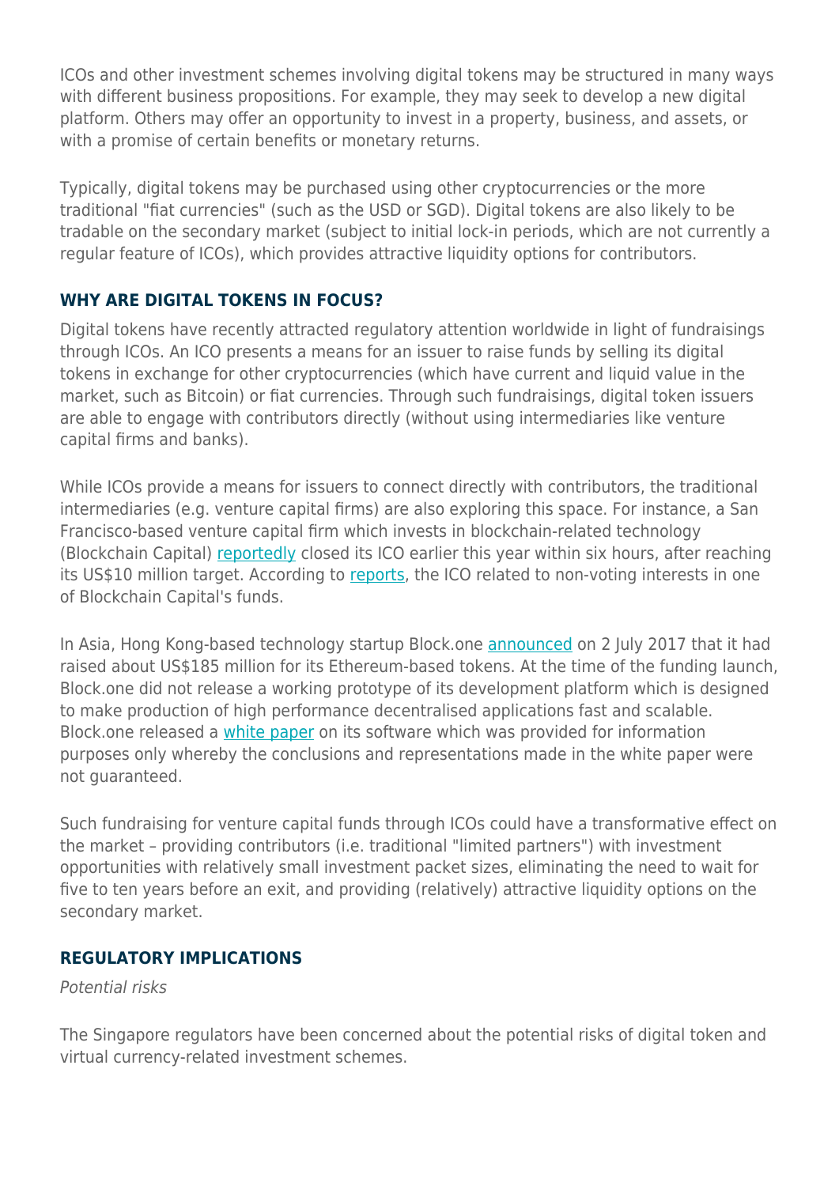ICOs and other investment schemes involving digital tokens may be structured in many ways with different business propositions. For example, they may seek to develop a new digital platform. Others may offer an opportunity to invest in a property, business, and assets, or with a promise of certain benefits or monetary returns.

Typically, digital tokens may be purchased using other cryptocurrencies or the more traditional "fiat currencies" (such as the USD or SGD). Digital tokens are also likely to be tradable on the secondary market (subject to initial lock-in periods, which are not currently a regular feature of ICOs), which provides attractive liquidity options for contributors.

## WHY ARE DIGITAL TOKENS IN FOCUS?

Digital tokens have recently attracted regulatory attention worldwide in light of fundraisings through ICOs. An ICO presents a means for an issuer to raise funds by selling its digital tokens in exchange for other cryptocurrencies (which have current and liquid value in the market, such as Bitcoin) or fiat currencies. Through such fundraisings, digital token issuers are able to engage with contributors directly (without using intermediaries like venture capital firms and banks).

While ICOs provide a means for issuers to connect directly with contributors, the traditional intermediaries (e.g. venture capital firms) are also exploring this space. For instance, a San Francisco-based venture capital firm which invests in blockchain-related technology (Blockchain Capital) reportedly closed its ICO earlier this year within six hours, after reaching its US$10 million target. According to reports, the ICO related to non-voting interests in one of Blockchain Capital's funds.

In Asia, Hong Kong-based technology startup Block.one announced on 2 July 2017 that it had raised about US$185 million for its Ethereum-based tokens. At the time of the funding launch, Block.one did not release a working prototype of its development platform which is designed to make production of high performance decentralised applications fast and scalable. Block.one released a white paper on its software which was provided for information purposes only whereby the conclusions and representations made in the white paper were not guaranteed.

Such fundraising for venture capital funds through ICOs could have a transformative effect on the market – providing contributors (i.e. traditional "limited partners") with investment opportunities with relatively small investment packet sizes, eliminating the need to wait for five to ten years before an exit, and providing (relatively) attractive liquidity options on the secondary market.

## REGULATORY IMPLICATIONS

*Potential risks*

The Singapore regulators have been concerned about the potential risks of digital token and virtual currency-related investment schemes.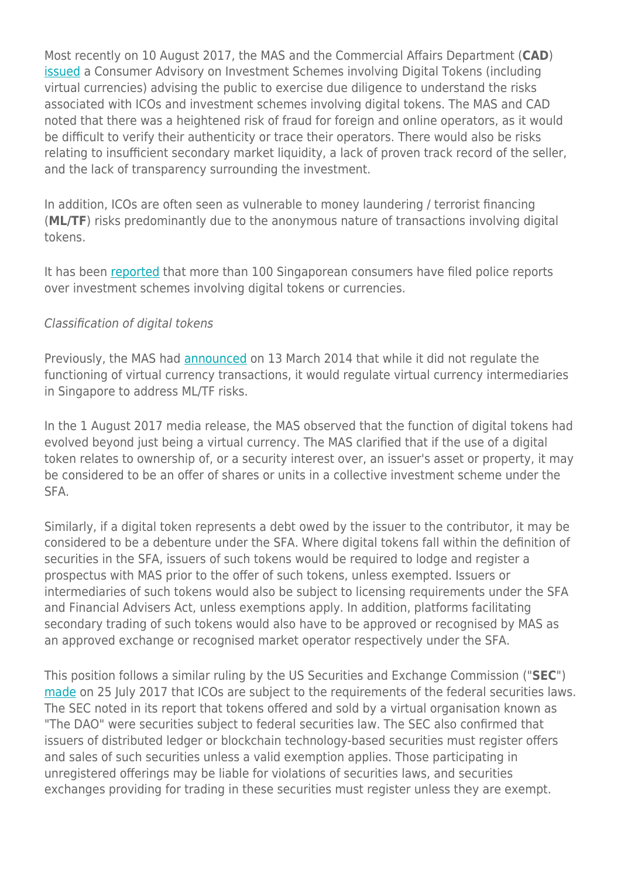Most recently on 10 August 2017, the MAS and the Commercial Affairs Department (**CAD**) issued a Consumer Advisory on Investment Schemes involving Digital Tokens (including virtual currencies) advising the public to exercise due diligence to understand the risks associated with ICOs and investment schemes involving digital tokens. The MAS and CAD noted that there was a heightened risk of fraud for foreign and online operators, as it would be difficult to verify their authenticity or trace their operators. There would also be risks relating to insufficient secondary market liquidity, a lack of proven track record of the seller, and the lack of transparency surrounding the investment.

In addition, ICOs are often seen as vulnerable to money laundering / terrorist financing (**ML/TF**) risks predominantly due to the anonymous nature of transactions involving digital tokens.

It has been reported that more than 100 Singaporean consumers have filed police reports over investment schemes involving digital tokens or currencies.

*Classification of digital tokens*

Previously, the MAS had announced on 13 March 2014 that while it did not regulate the functioning of virtual currency transactions, it would regulate virtual currency intermediaries in Singapore to address ML/TF risks.

In the 1 August 2017 media release, the MAS observed that the function of digital tokens had evolved beyond just being a virtual currency. The MAS clarified that if the use of a digital token relates to ownership of, or a security interest over, an issuer's asset or property, it may be considered to be an offer of shares or units in a collective investment scheme under the SFA.

Similarly, if a digital token represents a debt owed by the issuer to the contributor, it may be considered to be a debenture under the SFA. Where digital tokens fall within the definition of securities in the SFA, issuers of such tokens would be required to lodge and register a prospectus with MAS prior to the offer of such tokens, unless exempted. Issuers or intermediaries of such tokens would also be subject to licensing requirements under the SFA and Financial Advisers Act, unless exemptions apply. In addition, platforms facilitating secondary trading of such tokens would also have to be approved or recognised by MAS as an approved exchange or recognised market operator respectively under the SFA.

This position follows a similar ruling by the US Securities and Exchange Commission ("**SEC**") made on 25 July 2017 that ICOs are subject to the requirements of the federal securities laws. The SEC noted in its report that tokens offered and sold by a virtual organisation known as "The DAO" were securities subject to federal securities law. The SEC also confirmed that issuers of distributed ledger or blockchain technology-based securities must register offers and sales of such securities unless a valid exemption applies. Those participating in unregistered offerings may be liable for violations of securities laws, and securities exchanges providing for trading in these securities must register unless they are exempt.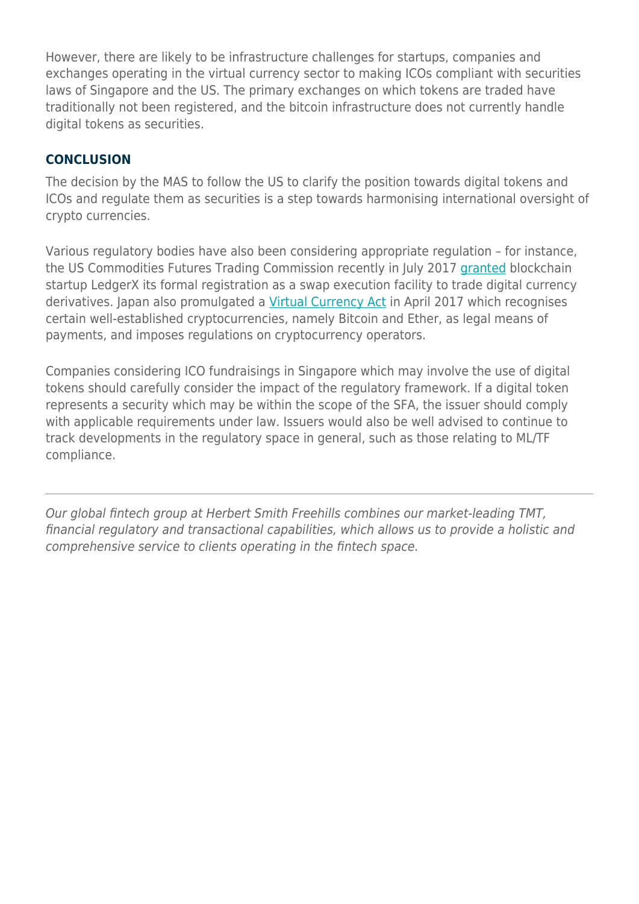However, there are likely to be infrastructure challenges for startups, companies and exchanges operating in the virtual currency sector to making ICOs compliant with securities laws of Singapore and the US. The primary exchanges on which tokens are traded have traditionally not been registered, and the bitcoin infrastructure does not currently handle digital tokens as securities.

## CONCLUSION

The decision by the MAS to follow the US to clarify the position towards digital tokens and ICOs and regulate them as securities is a step towards harmonising international oversight of crypto currencies.

Various regulatory bodies have also been considering appropriate regulation – for instance, the US Commodities Futures Trading Commission recently in July 2017 granted blockchain startup LedgerX its formal registration as a swap execution facility to trade digital currency derivatives. Japan also promulgated a Virtual Currency Act in April 2017 which recognises certain well-established cryptocurrencies, namely Bitcoin and Ether, as legal means of payments, and imposes regulations on cryptocurrency operators.

Companies considering ICO fundraisings in Singapore which may involve the use of digital tokens should carefully consider the impact of the regulatory framework. If a digital token represents a security which may be within the scope of the SFA, the issuer should comply with applicable requirements under law. Issuers would also be well advised to continue to track developments in the regulatory space in general, such as those relating to ML/TF compliance.

---

*Our global fintech group at Herbert Smith Freehills combines our market-leading TMT, financial regulatory and transactional capabilities, which allows us to provide a holistic and comprehensive service to clients operating in the fintech space.*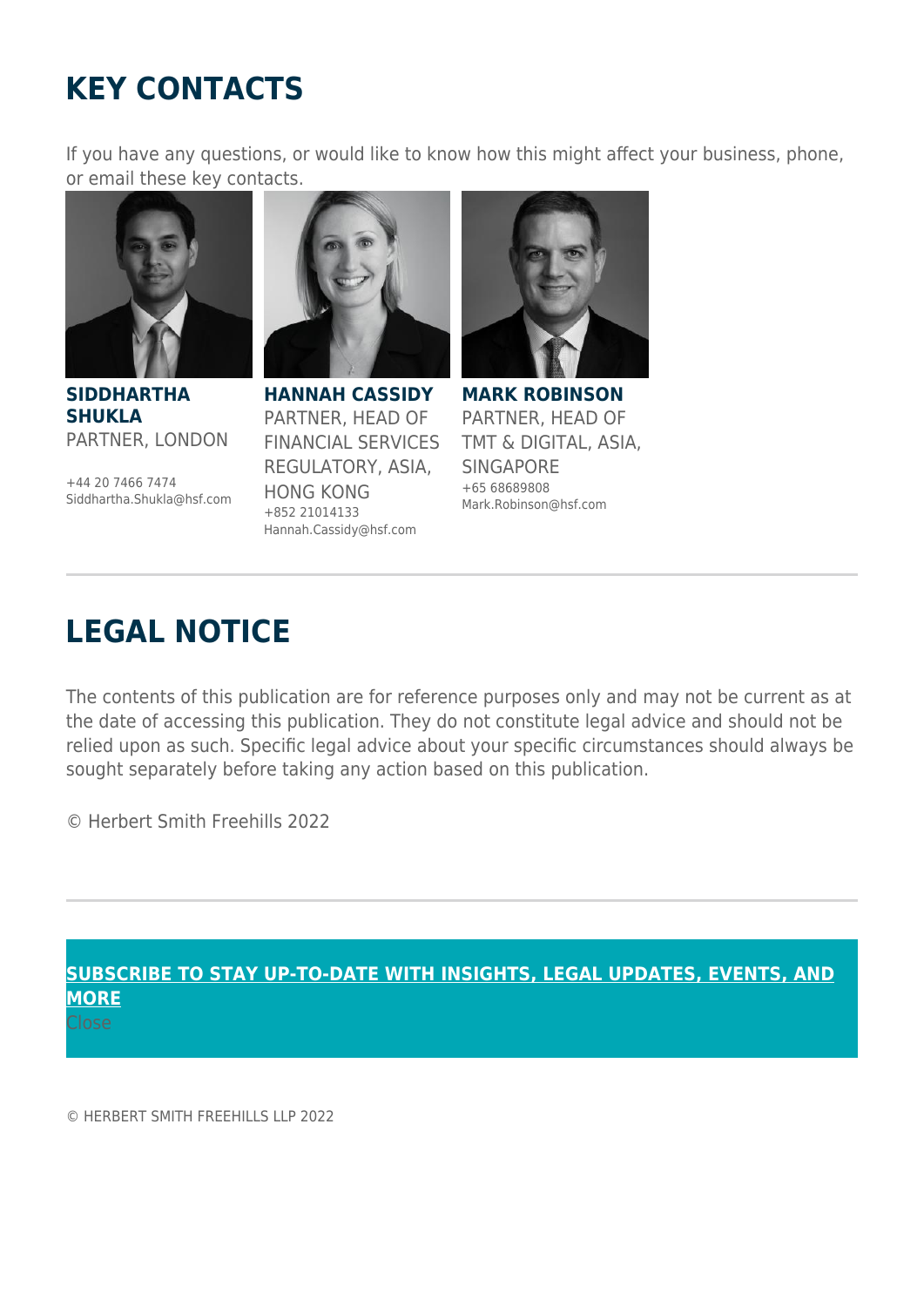## KEY CONTACTS

If you have any questions, or would like to know how this might affect your business, phone, or email these key contacts.

**SIDDHARTHA SHUKLA**
PARTNER, LONDON

+44 20 7466 7474
Siddhartha.Shukla@hsf.com

**HANNAH CASSIDY**
PARTNER, HEAD OF FINANCIAL SERVICES REGULATORY, ASIA, HONG KONG
+852 21014133
Hannah.Cassidy@hsf.com

**MARK ROBINSON**
PARTNER, HEAD OF TMT & DIGITAL, ASIA, SINGAPORE
+65 68689808
Mark.Robinson@hsf.com

## LEGAL NOTICE

The contents of this publication are for reference purposes only and may not be current as at the date of accessing this publication. They do not constitute legal advice and should not be relied upon as such. Specific legal advice about your specific circumstances should always be sought separately before taking any action based on this publication.

© Herbert Smith Freehills 2022

**SUBSCRIBE TO STAY UP-TO-DATE WITH INSIGHTS, LEGAL UPDATES, EVENTS, AND MORE**
Close

© HERBERT SMITH FREEHILLS LLP 2022